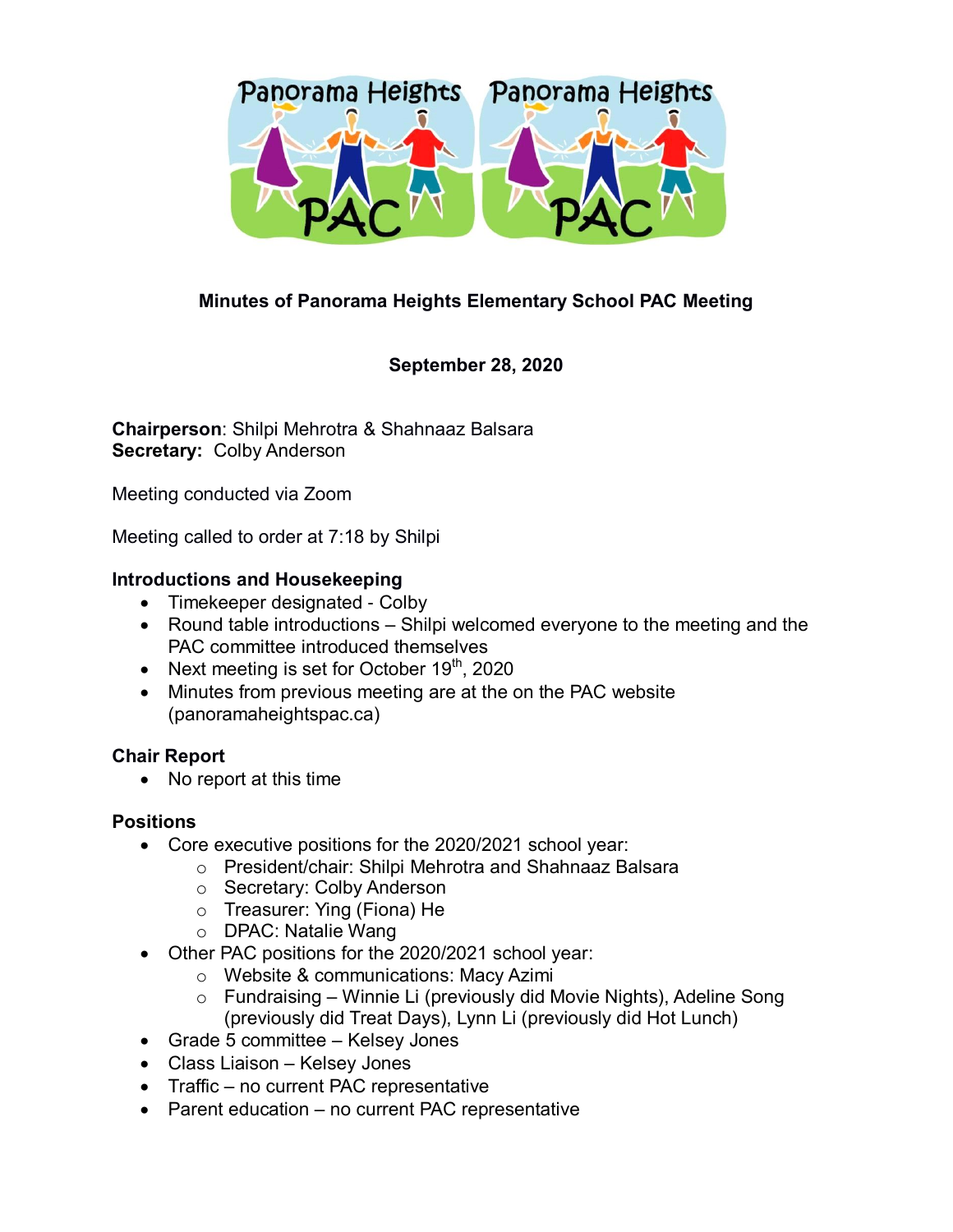**Minutes of Panorama Heights Elementary School PAC Meeting**

**September 28, 2020**

**Chairperson**: Shilpi Mehrotra & Shahnaaz Balsara
**Secretary:** Colby Anderson

Meeting conducted via Zoom

Meeting called to order at 7:18 by Shilpi

**Introductions and Housekeeping**

- Timekeeper designated - Colby
- Round table introductions – Shilpi welcomed everyone to the meeting and the PAC committee introduced themselves
- Next meeting is set for October 19th, 2020
- Minutes from previous meeting are at the on the PAC website (panoramaheightspac.ca)

**Chair Report**

- No report at this time

**Positions**

- Core executive positions for the 2020/2021 school year:
  - President/chair: Shilpi Mehrotra and Shahnaaz Balsara
  - Secretary: Colby Anderson
  - Treasurer: Ying (Fiona) He
  - DPAC: Natalie Wang
- Other PAC positions for the 2020/2021 school year:
  - Website & communications: Macy Azimi
  - Fundraising – Winnie Li (previously did Movie Nights), Adeline Song (previously did Treat Days), Lynn Li (previously did Hot Lunch)
- Grade 5 committee – Kelsey Jones
- Class Liaison – Kelsey Jones
- Traffic – no current PAC representative
- Parent education – no current PAC representative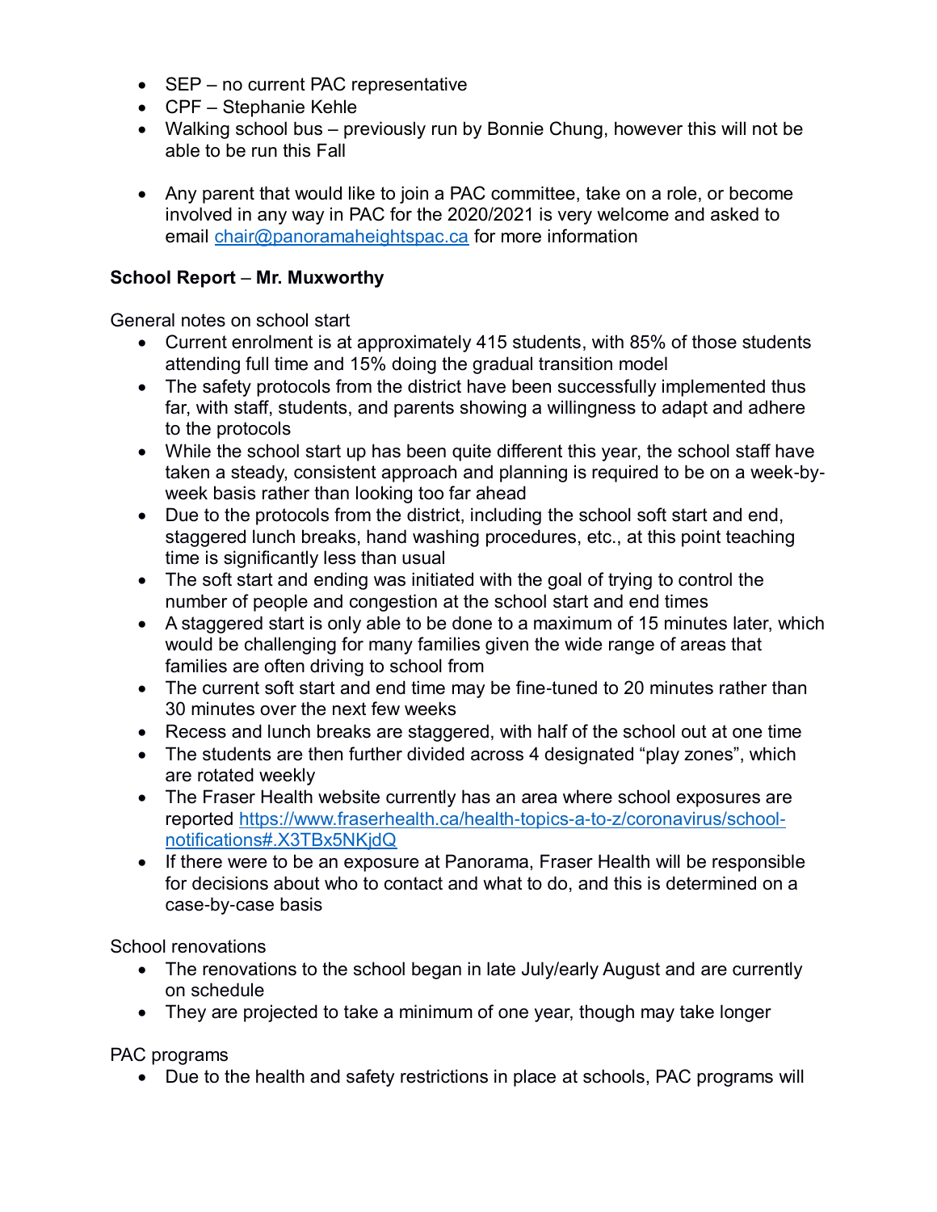- SEP – no current PAC representative
- CPF – Stephanie Kehle
- Walking school bus – previously run by Bonnie Chung, however this will not be able to be run this Fall

- Any parent that would like to join a PAC committee, take on a role, or become involved in any way in PAC for the 2020/2021 is very welcome and asked to email [chair@panoramaheightspac.ca](mailto:chair@panoramaheightspac.ca) for more information

**School Report** – **Mr. Muxworthy**

General notes on school start

- Current enrolment is at approximately 415 students, with 85% of those students attending full time and 15% doing the gradual transition model
- The safety protocols from the district have been successfully implemented thus far, with staff, students, and parents showing a willingness to adapt and adhere to the protocols
- While the school start up has been quite different this year, the school staff have taken a steady, consistent approach and planning is required to be on a week-by-week basis rather than looking too far ahead
- Due to the protocols from the district, including the school soft start and end, staggered lunch breaks, hand washing procedures, etc., at this point teaching time is significantly less than usual
- The soft start and ending was initiated with the goal of trying to control the number of people and congestion at the school start and end times
- A staggered start is only able to be done to a maximum of 15 minutes later, which would be challenging for many families given the wide range of areas that families are often driving to school from
- The current soft start and end time may be fine-tuned to 20 minutes rather than 30 minutes over the next few weeks
- Recess and lunch breaks are staggered, with half of the school out at one time
- The students are then further divided across 4 designated "play zones", which are rotated weekly
- The Fraser Health website currently has an area where school exposures are reported [https://www.fraserhealth.ca/health-topics-a-to-z/coronavirus/school-notifications#.X3TBx5NKjdQ](https://www.fraserhealth.ca/health-topics-a-to-z/coronavirus/school-notifications#.X3TBx5NKjdQ)
- If there were to be an exposure at Panorama, Fraser Health will be responsible for decisions about who to contact and what to do, and this is determined on a case-by-case basis

School renovations

- The renovations to the school began in late July/early August and are currently on schedule
- They are projected to take a minimum of one year, though may take longer

PAC programs

- Due to the health and safety restrictions in place at schools, PAC programs will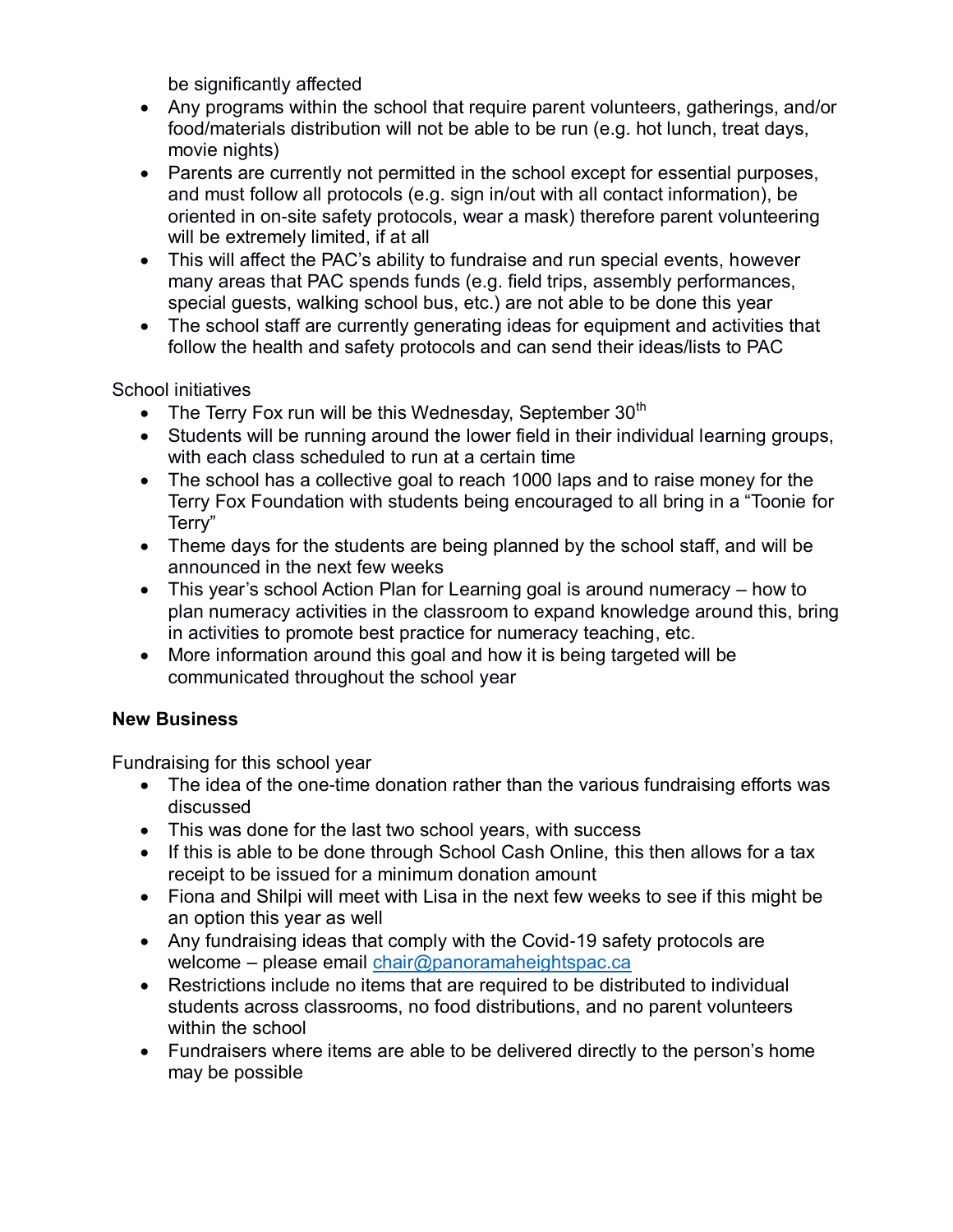be significantly affected

- Any programs within the school that require parent volunteers, gatherings, and/or food/materials distribution will not be able to be run (e.g. hot lunch, treat days, movie nights)
- Parents are currently not permitted in the school except for essential purposes, and must follow all protocols (e.g. sign in/out with all contact information), be oriented in on-site safety protocols, wear a mask) therefore parent volunteering will be extremely limited, if at all
- This will affect the PAC's ability to fundraise and run special events, however many areas that PAC spends funds (e.g. field trips, assembly performances, special guests, walking school bus, etc.) are not able to be done this year
- The school staff are currently generating ideas for equipment and activities that follow the health and safety protocols and can send their ideas/lists to PAC

School initiatives

- The Terry Fox run will be this Wednesday, September 30th
- Students will be running around the lower field in their individual learning groups, with each class scheduled to run at a certain time
- The school has a collective goal to reach 1000 laps and to raise money for the Terry Fox Foundation with students being encouraged to all bring in a "Toonie for Terry"
- Theme days for the students are being planned by the school staff, and will be announced in the next few weeks
- This year's school Action Plan for Learning goal is around numeracy – how to plan numeracy activities in the classroom to expand knowledge around this, bring in activities to promote best practice for numeracy teaching, etc.
- More information around this goal and how it is being targeted will be communicated throughout the school year

**New Business**

Fundraising for this school year

- The idea of the one-time donation rather than the various fundraising efforts was discussed
- This was done for the last two school years, with success
- If this is able to be done through School Cash Online, this then allows for a tax receipt to be issued for a minimum donation amount
- Fiona and Shilpi will meet with Lisa in the next few weeks to see if this might be an option this year as well
- Any fundraising ideas that comply with the Covid-19 safety protocols are welcome – please email chair@panoramaheightspac.ca
- Restrictions include no items that are required to be distributed to individual students across classrooms, no food distributions, and no parent volunteers within the school
- Fundraisers where items are able to be delivered directly to the person's home may be possible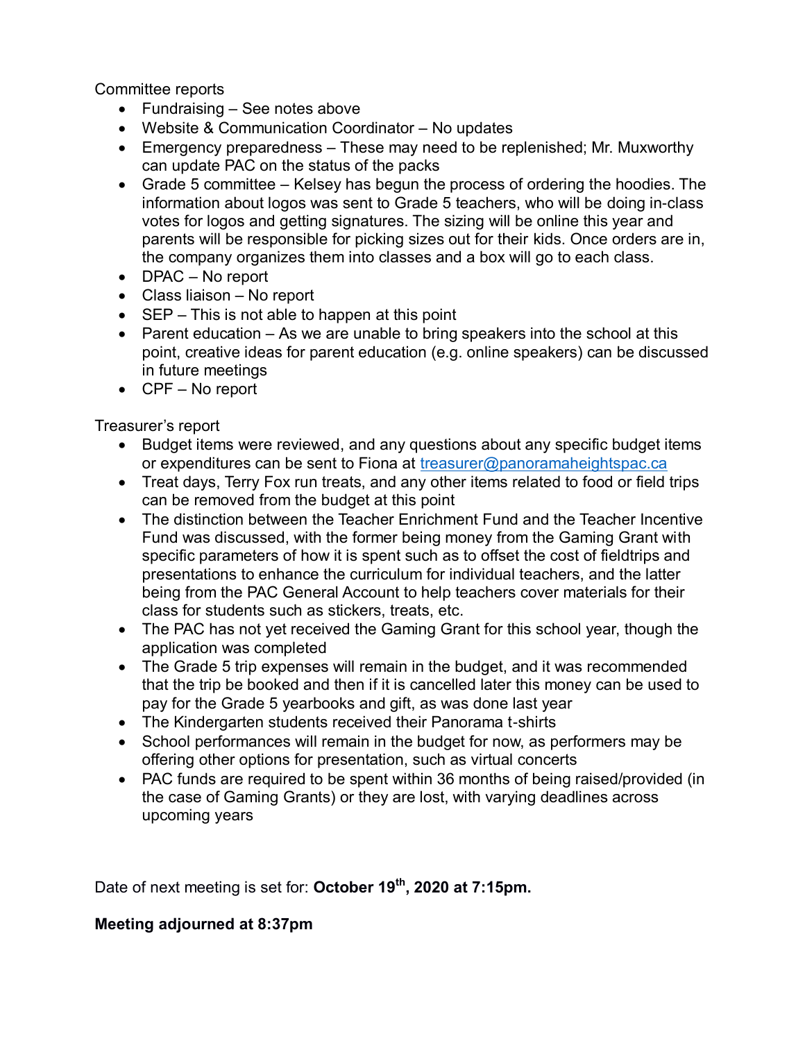Committee reports

- Fundraising – See notes above
- Website & Communication Coordinator – No updates
- Emergency preparedness – These may need to be replenished; Mr. Muxworthy can update PAC on the status of the packs
- Grade 5 committee – Kelsey has begun the process of ordering the hoodies. The information about logos was sent to Grade 5 teachers, who will be doing in-class votes for logos and getting signatures. The sizing will be online this year and parents will be responsible for picking sizes out for their kids. Once orders are in, the company organizes them into classes and a box will go to each class.
- DPAC – No report
- Class liaison – No report
- SEP – This is not able to happen at this point
- Parent education – As we are unable to bring speakers into the school at this point, creative ideas for parent education (e.g. online speakers) can be discussed in future meetings
- CPF – No report

Treasurer's report

- Budget items were reviewed, and any questions about any specific budget items or expenditures can be sent to Fiona at treasurer@panoramaheightspac.ca
- Treat days, Terry Fox run treats, and any other items related to food or field trips can be removed from the budget at this point
- The distinction between the Teacher Enrichment Fund and the Teacher Incentive Fund was discussed, with the former being money from the Gaming Grant with specific parameters of how it is spent such as to offset the cost of fieldtrips and presentations to enhance the curriculum for individual teachers, and the latter being from the PAC General Account to help teachers cover materials for their class for students such as stickers, treats, etc.
- The PAC has not yet received the Gaming Grant for this school year, though the application was completed
- The Grade 5 trip expenses will remain in the budget, and it was recommended that the trip be booked and then if it is cancelled later this money can be used to pay for the Grade 5 yearbooks and gift, as was done last year
- The Kindergarten students received their Panorama t-shirts
- School performances will remain in the budget for now, as performers may be offering other options for presentation, such as virtual concerts
- PAC funds are required to be spent within 36 months of being raised/provided (in the case of Gaming Grants) or they are lost, with varying deadlines across upcoming years

Date of next meeting is set for: **October 19th, 2020 at 7:15pm.**

**Meeting adjourned at 8:37pm**